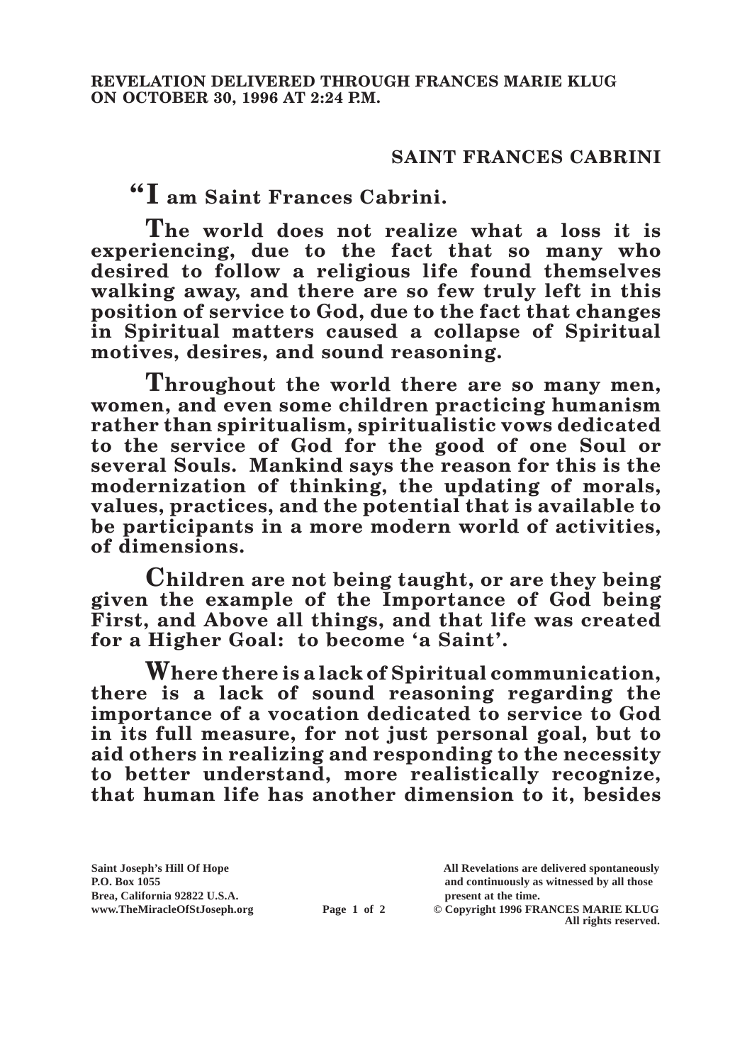**REVELATION DELIVERED THROUGH FRANCES MARIE KLUG ON OCTOBER 30, 1996 AT 2:24 P.M.**

## SAINT FRANCES CABRINI

**"I am Saint Frances Cabrini.**

**The world does not realize what a loss it is experiencing, due to the fact that so many who desired to follow a religious life found themselves walking away, and there are so few truly left in this position of service to God, due to the fact that changes in Spiritual matters caused a collapse of Spiritual motives, desires, and sound reasoning.**

**Throughout the world there are so many men, women, and even some children practicing humanism rather than spiritualism, spiritualistic vows dedicated to the service of God for the good of one Soul or several Souls. Mankind says the reason for this is the modernization of thinking, the updating of morals, values, practices, and the potential that is available to be participants in a more modern world of activities, of dimensions.**

**Children are not being taught, or are they being given the example of the Importance of God being First, and Above all things, and that life was created for a Higher Goal: to become 'a Saint'.**

**Where there is a lack of Spiritual communication, there is a lack of sound reasoning regarding the importance of a vocation dedicated to service to God in its full measure, for not just personal goal, but to aid others in realizing and responding to the necessity to better understand, more realistically recognize, that human life has another dimension to it, besides**

Saint Joseph's Hill Of Hope
P.O. Box 1055
Brea, California 92822 U.S.A.
www.TheMiracleOfStJoseph.org

All Revelations are delivered spontaneously and continuously as witnessed by all those present at the time.
© Copyright 1996 FRANCES MARIE KLUG
All rights reserved.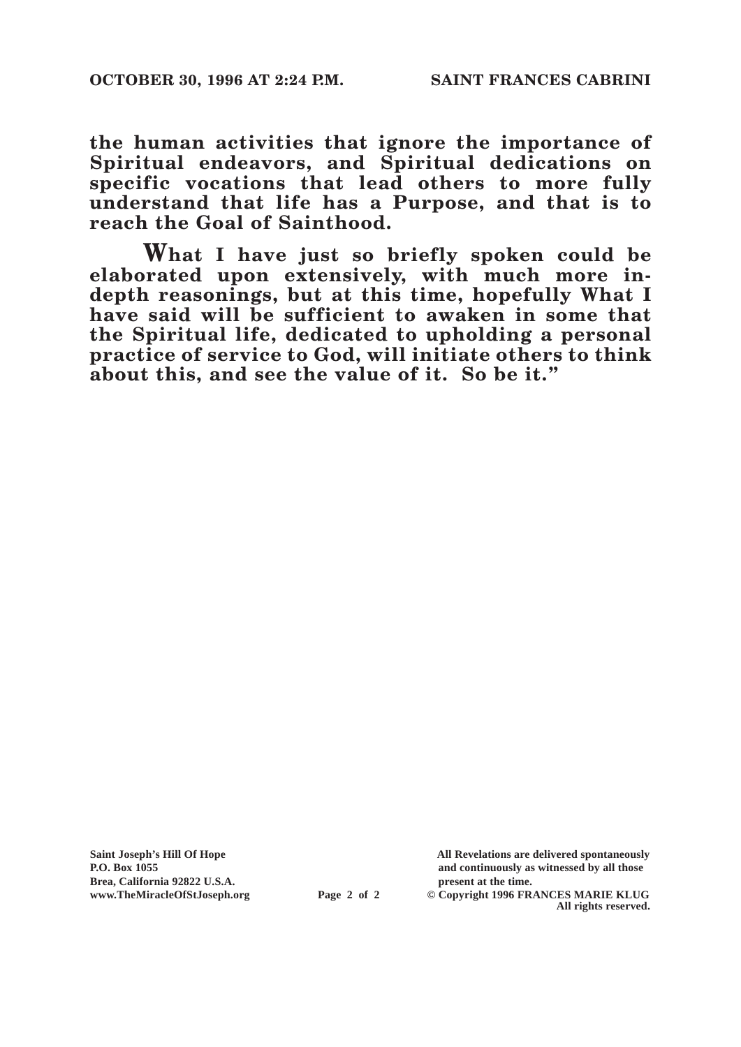**the human activities that ignore the importance of Spiritual endeavors, and Spiritual dedications on specific vocations that lead others to more fully understand that life has a Purpose, and that is to reach the Goal of Sainthood.**

**What I have just so briefly spoken could be elaborated upon extensively, with much more in-depth reasonings, but at this time, hopefully What I have said will be sufficient to awaken in some that the Spiritual life, dedicated to upholding a personal practice of service to God, will initiate others to think about this, and see the value of it. So be it."**